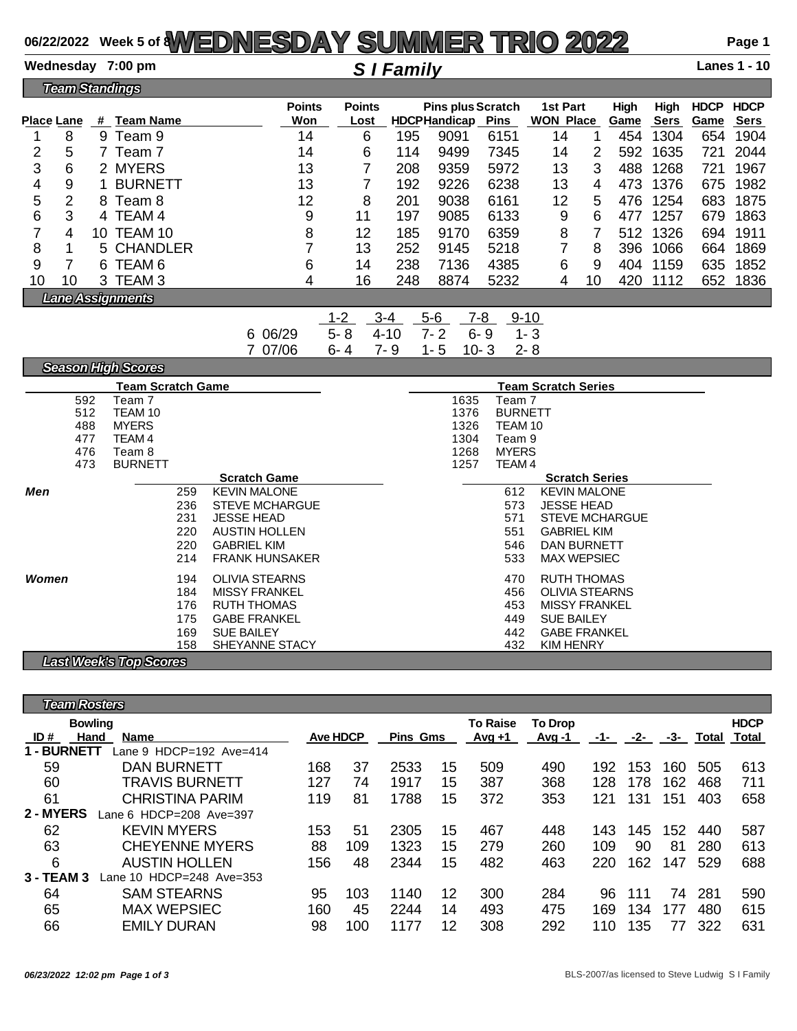# WEDNESDAY SUMMER TRIO 2022

06/22/2022 Week 5 of 8

Wednesday 7:00 pm — *S I Family* — Lanes 1 - 10

## Team Standings

| Place | Lane | # | Team Name | Points Won | Points Lost | HDCP | Pins plus Handicap | Scratch Pins | 1st Part WON | 1st Part Place | High Game | High Sers | HDCP Game | HDCP Sers |
|---|---|---|---|---|---|---|---|---|---|---|---|---|---|---|
| 1 | 8 | 9 | Team 9 | 14 | 6 | 195 | 9091 | 6151 | 14 | 1 | 454 | 1304 | 654 | 1904 |
| 2 | 5 | 7 | Team 7 | 14 | 6 | 114 | 9499 | 7345 | 14 | 2 | 592 | 1635 | 721 | 2044 |
| 3 | 6 | 2 | MYERS | 13 | 7 | 208 | 9359 | 5972 | 13 | 3 | 488 | 1268 | 721 | 1967 |
| 4 | 9 | 1 | BURNETT | 13 | 7 | 192 | 9226 | 6238 | 13 | 4 | 473 | 1376 | 675 | 1982 |
| 5 | 2 | 8 | Team 8 | 12 | 8 | 201 | 9038 | 6161 | 12 | 5 | 476 | 1254 | 683 | 1875 |
| 6 | 3 | 4 | TEAM 4 | 9 | 11 | 197 | 9085 | 6133 | 9 | 6 | 477 | 1257 | 679 | 1863 |
| 7 | 4 | 10 | TEAM 10 | 8 | 12 | 185 | 9170 | 6359 | 8 | 7 | 512 | 1326 | 694 | 1911 |
| 8 | 1 | 5 | CHANDLER | 7 | 13 | 252 | 9145 | 5218 | 7 | 8 | 396 | 1066 | 664 | 1869 |
| 9 | 7 | 6 | TEAM 6 | 6 | 14 | 238 | 7136 | 4385 | 6 | 9 | 404 | 1159 | 635 | 1852 |
| 10 | 10 | 3 | TEAM 3 | 4 | 16 | 248 | 8874 | 5232 | 4 | 10 | 420 | 1112 | 652 | 1836 |

## Lane Assignments

| Week | Date | 1-2 | 3-4 | 5-6 | 7-8 | 9-10 |
|---|---|---|---|---|---|---|
| 6 | 06/29 | 5- 8 | 4-10 | 7- 2 | 6- 9 | 1- 3 |
| 7 | 07/06 | 6- 4 | 7- 9 | 1- 5 | 10- 3 | 2- 8 |

## Season High Scores

| Team Scratch Game | | Team Scratch Series | |
|---|---|---|---|
| 592 | Team 7 | 1635 | Team 7 |
| 512 | TEAM 10 | 1376 | BURNETT |
| 488 | MYERS | 1326 | TEAM 10 |
| 477 | TEAM 4 | 1304 | Team 9 |
| 476 | Team 8 | 1268 | MYERS |
| 473 | BURNETT | 1257 | TEAM 4 |

| | Scratch Game | | Scratch Series | |
|---|---|---|---|---|
| *Men* | 259 | KEVIN MALONE | 612 | KEVIN MALONE |
| | 236 | STEVE MCHARGUE | 573 | JESSE HEAD |
| | 231 | JESSE HEAD | 571 | STEVE MCHARGUE |
| | 220 | AUSTIN HOLLEN | 551 | GABRIEL KIM |
| | 220 | GABRIEL KIM | 546 | DAN BURNETT |
| | 214 | FRANK HUNSAKER | 533 | MAX WEPSIEC |
| *Women* | 194 | OLIVIA STEARNS | 470 | RUTH THOMAS |
| | 184 | MISSY FRANKEL | 456 | OLIVIA STEARNS |
| | 176 | RUTH THOMAS | 453 | MISSY FRANKEL |
| | 175 | GABE FRANKEL | 449 | SUE BAILEY |
| | 169 | SUE BAILEY | 442 | GABE FRANKEL |
| | 158 | SHEYANNE STACY | 432 | KIM HENRY |

## Last Week's Top Scores

## Team Rosters

| ID # | Bowling Hand | Name | Ave | HDCP | Pins | Gms | To Raise Avg +1 | To Drop Avg -1 | -1- | -2- | -3- | Total | HDCP Total |
|---|---|---|---|---|---|---|---|---|---|---|---|---|---|
| **1 - BURNETT** | | Lane 9 HDCP=192 Ave=414 | | | | | | | | | | | |
| 59 | | DAN BURNETT | 168 | 37 | 2533 | 15 | 509 | 490 | 192 | 153 | 160 | 505 | 613 |
| 60 | | TRAVIS BURNETT | 127 | 74 | 1917 | 15 | 387 | 368 | 128 | 178 | 162 | 468 | 711 |
| 61 | | CHRISTINA PARIM | 119 | 81 | 1788 | 15 | 372 | 353 | 121 | 131 | 151 | 403 | 658 |
| **2 - MYERS** | | Lane 6 HDCP=208 Ave=397 | | | | | | | | | | | |
| 62 | | KEVIN MYERS | 153 | 51 | 2305 | 15 | 467 | 448 | 143 | 145 | 152 | 440 | 587 |
| 63 | | CHEYENNE MYERS | 88 | 109 | 1323 | 15 | 279 | 260 | 109 | 90 | 81 | 280 | 613 |
| 6 | | AUSTIN HOLLEN | 156 | 48 | 2344 | 15 | 482 | 463 | 220 | 162 | 147 | 529 | 688 |
| **3 - TEAM 3** | | Lane 10 HDCP=248 Ave=353 | | | | | | | | | | | |
| 64 | | SAM STEARNS | 95 | 103 | 1140 | 12 | 300 | 284 | 96 | 111 | 74 | 281 | 590 |
| 65 | | MAX WEPSIEC | 160 | 45 | 2244 | 14 | 493 | 475 | 169 | 134 | 177 | 480 | 615 |
| 66 | | EMILY DURAN | 98 | 100 | 1177 | 12 | 308 | 292 | 110 | 135 | 77 | 322 | 631 |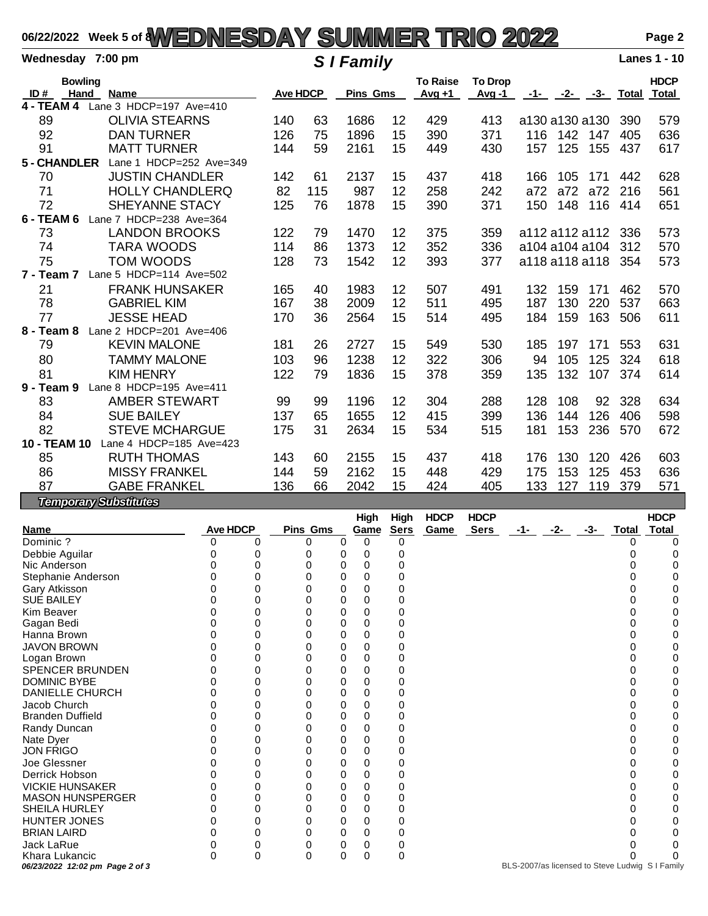# WEDNESDAY SUMMER TRIO 2022

06/22/2022 Week 5 of 8

Wednesday 7:00 pm — **S I Family** — Lanes 1 - 10

| ID # | Bowling Hand | Name | Ave | HDCP | Pins | Gms | To Raise Avg +1 | To Drop Avg -1 | -1- | -2- | -3- | Total | HDCP Total |
|---|---|---|---|---|---|---|---|---|---|---|---|---|---|
| **4 - TEAM 4** | | Lane 3 HDCP=197 Ave=410 | | | | | | | | | | | |
| 89 | | OLIVIA STEARNS | 140 | 63 | 1686 | 12 | 429 | 413 | a130 | a130 | a130 | 390 | 579 |
| 92 | | DAN TURNER | 126 | 75 | 1896 | 15 | 390 | 371 | 116 | 142 | 147 | 405 | 636 |
| 91 | | MATT TURNER | 144 | 59 | 2161 | 15 | 449 | 430 | 157 | 125 | 155 | 437 | 617 |
| **5 - CHANDLER** | | Lane 1 HDCP=252 Ave=349 | | | | | | | | | | | |
| 70 | | JUSTIN CHANDLER | 142 | 61 | 2137 | 15 | 437 | 418 | 166 | 105 | 171 | 442 | 628 |
| 71 | | HOLLY CHANDLERQ | 82 | 115 | 987 | 12 | 258 | 242 | a72 | a72 | a72 | 216 | 561 |
| 72 | | SHEYANNE STACY | 125 | 76 | 1878 | 15 | 390 | 371 | 150 | 148 | 116 | 414 | 651 |
| **6 - TEAM 6** | | Lane 7 HDCP=238 Ave=364 | | | | | | | | | | | |
| 73 | | LANDON BROOKS | 122 | 79 | 1470 | 12 | 375 | 359 | a112 | a112 | a112 | 336 | 573 |
| 74 | | TARA WOODS | 114 | 86 | 1373 | 12 | 352 | 336 | a104 | a104 | a104 | 312 | 570 |
| 75 | | TOM WOODS | 128 | 73 | 1542 | 12 | 393 | 377 | a118 | a118 | a118 | 354 | 573 |
| **7 - Team 7** | | Lane 5 HDCP=114 Ave=502 | | | | | | | | | | | |
| 21 | | FRANK HUNSAKER | 165 | 40 | 1983 | 12 | 507 | 491 | 132 | 159 | 171 | 462 | 570 |
| 78 | | GABRIEL KIM | 167 | 38 | 2009 | 12 | 511 | 495 | 187 | 130 | 220 | 537 | 663 |
| 77 | | JESSE HEAD | 170 | 36 | 2564 | 15 | 514 | 495 | 184 | 159 | 163 | 506 | 611 |
| **8 - Team 8** | | Lane 2 HDCP=201 Ave=406 | | | | | | | | | | | |
| 79 | | KEVIN MALONE | 181 | 26 | 2727 | 15 | 549 | 530 | 185 | 197 | 171 | 553 | 631 |
| 80 | | TAMMY MALONE | 103 | 96 | 1238 | 12 | 322 | 306 | 94 | 105 | 125 | 324 | 618 |
| 81 | | KIM HENRY | 122 | 79 | 1836 | 15 | 378 | 359 | 135 | 132 | 107 | 374 | 614 |
| **9 - Team 9** | | Lane 8 HDCP=195 Ave=411 | | | | | | | | | | | |
| 83 | | AMBER STEWART | 99 | 99 | 1196 | 12 | 304 | 288 | 128 | 108 | 92 | 328 | 634 |
| 84 | | SUE BAILEY | 137 | 65 | 1655 | 12 | 415 | 399 | 136 | 144 | 126 | 406 | 598 |
| 82 | | STEVE MCHARGUE | 175 | 31 | 2634 | 15 | 534 | 515 | 181 | 153 | 236 | 570 | 672 |
| **10 - TEAM 10** | | Lane 4 HDCP=185 Ave=423 | | | | | | | | | | | |
| 85 | | RUTH THOMAS | 143 | 60 | 2155 | 15 | 437 | 418 | 176 | 130 | 120 | 426 | 603 |
| 86 | | MISSY FRANKEL | 144 | 59 | 2162 | 15 | 448 | 429 | 175 | 153 | 125 | 453 | 636 |
| 87 | | GABE FRANKEL | 136 | 66 | 2042 | 15 | 424 | 405 | 133 | 127 | 119 | 379 | 571 |

## *Temporary Substitutes*

| Name | Ave | HDCP | Pins | Gms | High Game | High Sers | HDCP Game | HDCP Sers | -1- | -2- | -3- | Total | HDCP Total |
|---|---|---|---|---|---|---|---|---|---|---|---|---|---|
| Dominic ? | 0 | 0 | 0 | 0 | 0 | 0 | | | | | | 0 | 0 |
| Debbie Aguilar | 0 | 0 | 0 | 0 | 0 | 0 | | | | | | 0 | 0 |
| Nic Anderson | 0 | 0 | 0 | 0 | 0 | 0 | | | | | | 0 | 0 |
| Stephanie Anderson | 0 | 0 | 0 | 0 | 0 | 0 | | | | | | 0 | 0 |
| Gary Atkisson | 0 | 0 | 0 | 0 | 0 | 0 | | | | | | 0 | 0 |
| SUE BAILEY | 0 | 0 | 0 | 0 | 0 | 0 | | | | | | 0 | 0 |
| Kim Beaver | 0 | 0 | 0 | 0 | 0 | 0 | | | | | | 0 | 0 |
| Gagan Bedi | 0 | 0 | 0 | 0 | 0 | 0 | | | | | | 0 | 0 |
| Hanna Brown | 0 | 0 | 0 | 0 | 0 | 0 | | | | | | 0 | 0 |
| JAVON BROWN | 0 | 0 | 0 | 0 | 0 | 0 | | | | | | 0 | 0 |
| Logan Brown | 0 | 0 | 0 | 0 | 0 | 0 | | | | | | 0 | 0 |
| SPENCER BRUNDEN | 0 | 0 | 0 | 0 | 0 | 0 | | | | | | 0 | 0 |
| DOMINIC BYBE | 0 | 0 | 0 | 0 | 0 | 0 | | | | | | 0 | 0 |
| DANIELLE CHURCH | 0 | 0 | 0 | 0 | 0 | 0 | | | | | | 0 | 0 |
| Jacob Church | 0 | 0 | 0 | 0 | 0 | 0 | | | | | | 0 | 0 |
| Branden Duffield | 0 | 0 | 0 | 0 | 0 | 0 | | | | | | 0 | 0 |
| Randy Duncan | 0 | 0 | 0 | 0 | 0 | 0 | | | | | | 0 | 0 |
| Nate Dyer | 0 | 0 | 0 | 0 | 0 | 0 | | | | | | 0 | 0 |
| JON FRIGO | 0 | 0 | 0 | 0 | 0 | 0 | | | | | | 0 | 0 |
| Joe Glessner | 0 | 0 | 0 | 0 | 0 | 0 | | | | | | 0 | 0 |
| Derrick Hobson | 0 | 0 | 0 | 0 | 0 | 0 | | | | | | 0 | 0 |
| VICKIE HUNSAKER | 0 | 0 | 0 | 0 | 0 | 0 | | | | | | 0 | 0 |
| MASON HUNSPERGER | 0 | 0 | 0 | 0 | 0 | 0 | | | | | | 0 | 0 |
| SHEILA HURLEY | 0 | 0 | 0 | 0 | 0 | 0 | | | | | | 0 | 0 |
| HUNTER JONES | 0 | 0 | 0 | 0 | 0 | 0 | | | | | | 0 | 0 |
| BRIAN LAIRD | 0 | 0 | 0 | 0 | 0 | 0 | | | | | | 0 | 0 |
| Jack LaRue | 0 | 0 | 0 | 0 | 0 | 0 | | | | | | 0 | 0 |
| Khara Lukancic | 0 | 0 | 0 | 0 | 0 | 0 | | | | | | 0 | 0 |

*06/23/2022 12:02 pm Page 2 of 3*

BLS-2007/as licensed to Steve Ludwig S I Family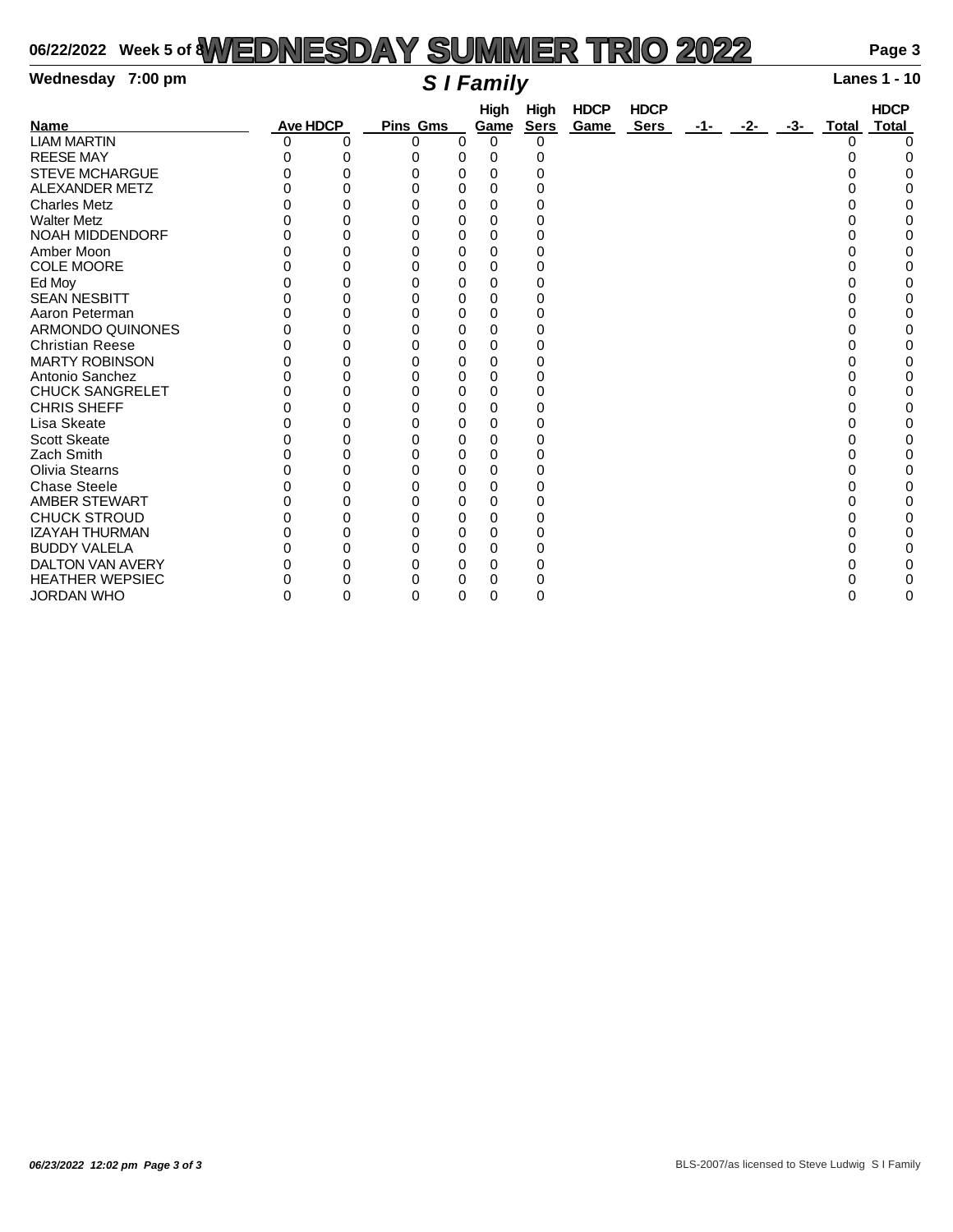Wednesday 7:00 pm

## S I Family

Lanes 1 - 10

| Name | Ave | HDCP | Pins | Gms | High Game | High Sers | HDCP Game | HDCP Sers | -1- | -2- | -3- | Total | HDCP Total |
|---|---|---|---|---|---|---|---|---|---|---|---|---|---|
| LIAM MARTIN | 0 | 0 | 0 | 0 | 0 | 0 | | | | | | 0 | 0 |
| REESE MAY | 0 | 0 | 0 | 0 | 0 | 0 | | | | | | 0 | 0 |
| STEVE MCHARGUE | 0 | 0 | 0 | 0 | 0 | 0 | | | | | | 0 | 0 |
| ALEXANDER METZ | 0 | 0 | 0 | 0 | 0 | 0 | | | | | | 0 | 0 |
| Charles Metz | 0 | 0 | 0 | 0 | 0 | 0 | | | | | | 0 | 0 |
| Walter Metz | 0 | 0 | 0 | 0 | 0 | 0 | | | | | | 0 | 0 |
| NOAH MIDDENDORF | 0 | 0 | 0 | 0 | 0 | 0 | | | | | | 0 | 0 |
| Amber Moon | 0 | 0 | 0 | 0 | 0 | 0 | | | | | | 0 | 0 |
| COLE MOORE | 0 | 0 | 0 | 0 | 0 | 0 | | | | | | 0 | 0 |
| Ed Moy | 0 | 0 | 0 | 0 | 0 | 0 | | | | | | 0 | 0 |
| SEAN NESBITT | 0 | 0 | 0 | 0 | 0 | 0 | | | | | | 0 | 0 |
| Aaron Peterman | 0 | 0 | 0 | 0 | 0 | 0 | | | | | | 0 | 0 |
| ARMONDO QUINONES | 0 | 0 | 0 | 0 | 0 | 0 | | | | | | 0 | 0 |
| Christian Reese | 0 | 0 | 0 | 0 | 0 | 0 | | | | | | 0 | 0 |
| MARTY ROBINSON | 0 | 0 | 0 | 0 | 0 | 0 | | | | | | 0 | 0 |
| Antonio Sanchez | 0 | 0 | 0 | 0 | 0 | 0 | | | | | | 0 | 0 |
| CHUCK SANGRELET | 0 | 0 | 0 | 0 | 0 | 0 | | | | | | 0 | 0 |
| CHRIS SHEFF | 0 | 0 | 0 | 0 | 0 | 0 | | | | | | 0 | 0 |
| Lisa Skeate | 0 | 0 | 0 | 0 | 0 | 0 | | | | | | 0 | 0 |
| Scott Skeate | 0 | 0 | 0 | 0 | 0 | 0 | | | | | | 0 | 0 |
| Zach Smith | 0 | 0 | 0 | 0 | 0 | 0 | | | | | | 0 | 0 |
| Olivia Stearns | 0 | 0 | 0 | 0 | 0 | 0 | | | | | | 0 | 0 |
| Chase Steele | 0 | 0 | 0 | 0 | 0 | 0 | | | | | | 0 | 0 |
| AMBER STEWART | 0 | 0 | 0 | 0 | 0 | 0 | | | | | | 0 | 0 |
| CHUCK STROUD | 0 | 0 | 0 | 0 | 0 | 0 | | | | | | 0 | 0 |
| IZAYAH THURMAN | 0 | 0 | 0 | 0 | 0 | 0 | | | | | | 0 | 0 |
| BUDDY VALELA | 0 | 0 | 0 | 0 | 0 | 0 | | | | | | 0 | 0 |
| DALTON VAN AVERY | 0 | 0 | 0 | 0 | 0 | 0 | | | | | | 0 | 0 |
| HEATHER WEPSIEC | 0 | 0 | 0 | 0 | 0 | 0 | | | | | | 0 | 0 |
| JORDAN WHO | 0 | 0 | 0 | 0 | 0 | 0 | | | | | | 0 | 0 |